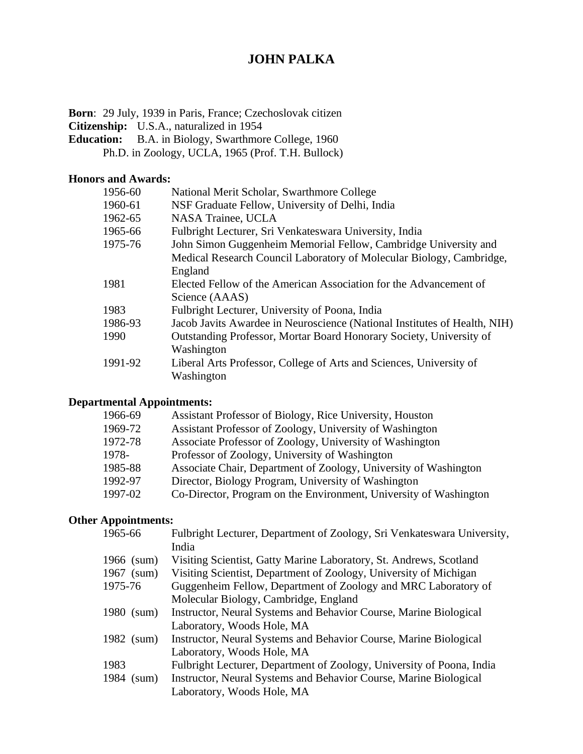# JOHN PALKA

**Born**: 29 July, 1939 in Paris, France; Czechoslovak citizen
**Citizenship:** U.S.A., naturalized in 1954
**Education:** B.A. in Biology, Swarthmore College, 1960
Ph.D. in Zoology, UCLA, 1965 (Prof. T.H. Bullock)

**Honors and Awards:**

| | |
|---|---|
| 1956-60 | National Merit Scholar, Swarthmore College |
| 1960-61 | NSF Graduate Fellow, University of Delhi, India |
| 1962-65 | NASA Trainee, UCLA |
| 1965-66 | Fulbright Lecturer, Sri Venkateswara University, India |
| 1975-76 | John Simon Guggenheim Memorial Fellow, Cambridge University and Medical Research Council Laboratory of Molecular Biology, Cambridge, England |
| 1981 | Elected Fellow of the American Association for the Advancement of Science (AAAS) |
| 1983 | Fulbright Lecturer, University of Poona, India |
| 1986-93 | Jacob Javits Awardee in Neuroscience (National Institutes of Health, NIH) |
| 1990 | Outstanding Professor, Mortar Board Honorary Society, University of Washington |
| 1991-92 | Liberal Arts Professor, College of Arts and Sciences, University of Washington |

**Departmental Appointments:**

| | |
|---|---|
| 1966-69 | Assistant Professor of Biology, Rice University, Houston |
| 1969-72 | Assistant Professor of Zoology, University of Washington |
| 1972-78 | Associate Professor of Zoology, University of Washington |
| 1978- | Professor of Zoology, University of Washington |
| 1985-88 | Associate Chair, Department of Zoology, University of Washington |
| 1992-97 | Director, Biology Program, University of Washington |
| 1997-02 | Co-Director, Program on the Environment, University of Washington |

**Other Appointments:**

| | |
|---|---|
| 1965-66 | Fulbright Lecturer, Department of Zoology, Sri Venkateswara University, India |
| 1966 (sum) | Visiting Scientist, Gatty Marine Laboratory, St. Andrews, Scotland |
| 1967 (sum) | Visiting Scientist, Department of Zoology, University of Michigan |
| 1975-76 | Guggenheim Fellow, Department of Zoology and MRC Laboratory of Molecular Biology, Cambridge, England |
| 1980 (sum) | Instructor, Neural Systems and Behavior Course, Marine Biological Laboratory, Woods Hole, MA |
| 1982 (sum) | Instructor, Neural Systems and Behavior Course, Marine Biological Laboratory, Woods Hole, MA |
| 1983 | Fulbright Lecturer, Department of Zoology, University of Poona, India |
| 1984 (sum) | Instructor, Neural Systems and Behavior Course, Marine Biological Laboratory, Woods Hole, MA |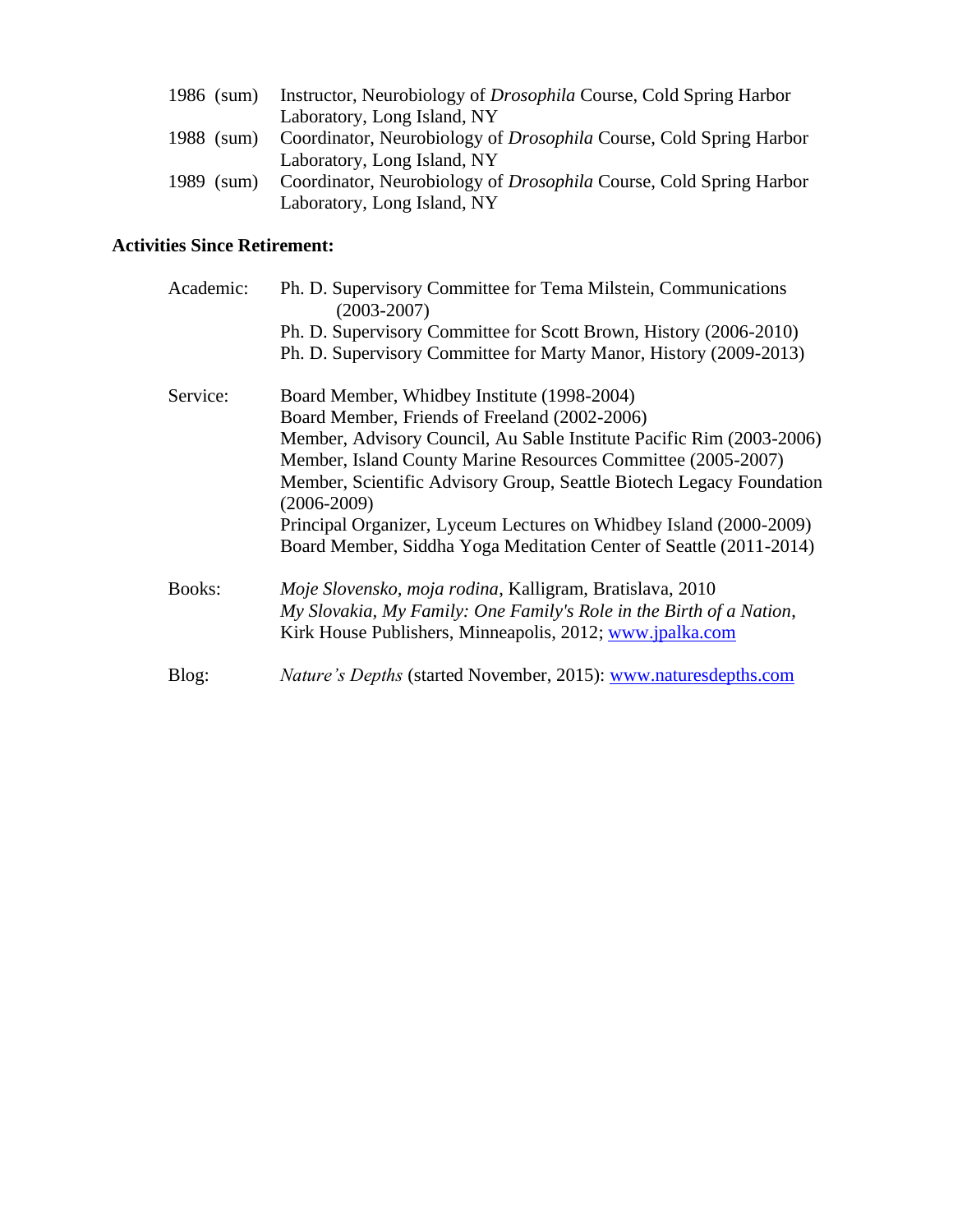1986 (sum) Instructor, Neurobiology of *Drosophila* Course, Cold Spring Harbor Laboratory, Long Island, NY

1988 (sum) Coordinator, Neurobiology of *Drosophila* Course, Cold Spring Harbor Laboratory, Long Island, NY

1989 (sum) Coordinator, Neurobiology of *Drosophila* Course, Cold Spring Harbor Laboratory, Long Island, NY

**Activities Since Retirement:**

Academic:
- Ph. D. Supervisory Committee for Tema Milstein, Communications (2003-2007)
- Ph. D. Supervisory Committee for Scott Brown, History (2006-2010)
- Ph. D. Supervisory Committee for Marty Manor, History (2009-2013)

Service:
- Board Member, Whidbey Institute (1998-2004)
- Board Member, Friends of Freeland (2002-2006)
- Member, Advisory Council, Au Sable Institute Pacific Rim (2003-2006)
- Member, Island County Marine Resources Committee (2005-2007)
- Member, Scientific Advisory Group, Seattle Biotech Legacy Foundation (2006-2009)
- Principal Organizer, Lyceum Lectures on Whidbey Island (2000-2009)
- Board Member, Siddha Yoga Meditation Center of Seattle (2011-2014)

Books:
- *Moje Slovensko, moja rodina*, Kalligram, Bratislava, 2010
- *My Slovakia, My Family: One Family's Role in the Birth of a Nation*, Kirk House Publishers, Minneapolis, 2012; www.jpalka.com

Blog: *Nature's Depths* (started November, 2015): www.naturesdepths.com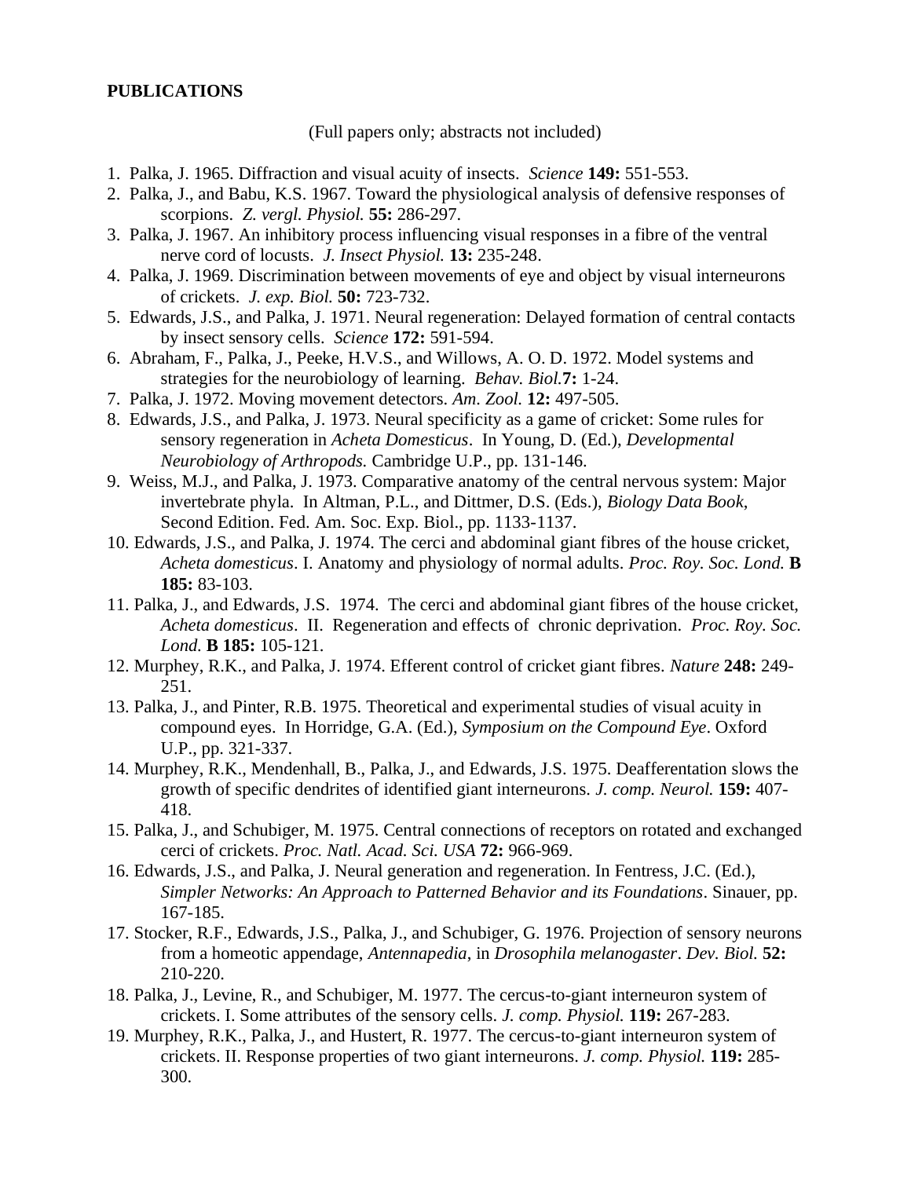**PUBLICATIONS**

(Full papers only; abstracts not included)

1. Palka, J. 1965. Diffraction and visual acuity of insects. *Science* **149:** 551-553.
2. Palka, J., and Babu, K.S. 1967. Toward the physiological analysis of defensive responses of scorpions. *Z. vergl. Physiol.* **55:** 286-297.
3. Palka, J. 1967. An inhibitory process influencing visual responses in a fibre of the ventral nerve cord of locusts. *J. Insect Physiol.* **13:** 235-248.
4. Palka, J. 1969. Discrimination between movements of eye and object by visual interneurons of crickets. *J. exp. Biol.* **50:** 723-732.
5. Edwards, J.S., and Palka, J. 1971. Neural regeneration: Delayed formation of central contacts by insect sensory cells. *Science* **172:** 591-594.
6. Abraham, F., Palka, J., Peeke, H.V.S., and Willows, A. O. D. 1972. Model systems and strategies for the neurobiology of learning. *Behav. Biol.***7:** 1-24.
7. Palka, J. 1972. Moving movement detectors. *Am. Zool.* **12:** 497-505.
8. Edwards, J.S., and Palka, J. 1973. Neural specificity as a game of cricket: Some rules for sensory regeneration in *Acheta Domesticus*. In Young, D. (Ed.), *Developmental Neurobiology of Arthropods.* Cambridge U.P., pp. 131-146.
9. Weiss, M.J., and Palka, J. 1973. Comparative anatomy of the central nervous system: Major invertebrate phyla. In Altman, P.L., and Dittmer, D.S. (Eds.), *Biology Data Book*, Second Edition. Fed. Am. Soc. Exp. Biol., pp. 1133-1137.
10. Edwards, J.S., and Palka, J. 1974. The cerci and abdominal giant fibres of the house cricket, *Acheta domesticus*. I. Anatomy and physiology of normal adults. *Proc. Roy. Soc. Lond.* **B 185:** 83-103.
11. Palka, J., and Edwards, J.S. 1974. The cerci and abdominal giant fibres of the house cricket, *Acheta domesticus*. II. Regeneration and effects of chronic deprivation. *Proc. Roy. Soc. Lond.* **B 185:** 105-121.
12. Murphey, R.K., and Palka, J. 1974. Efferent control of cricket giant fibres. *Nature* **248:** 249-251.
13. Palka, J., and Pinter, R.B. 1975. Theoretical and experimental studies of visual acuity in compound eyes. In Horridge, G.A. (Ed.), *Symposium on the Compound Eye*. Oxford U.P., pp. 321-337.
14. Murphey, R.K., Mendenhall, B., Palka, J., and Edwards, J.S. 1975. Deafferentation slows the growth of specific dendrites of identified giant interneurons. *J. comp. Neurol.* **159:** 407-418.
15. Palka, J., and Schubiger, M. 1975. Central connections of receptors on rotated and exchanged cerci of crickets. *Proc. Natl. Acad. Sci. USA* **72:** 966-969.
16. Edwards, J.S., and Palka, J. Neural generation and regeneration. In Fentress, J.C. (Ed.), *Simpler Networks: An Approach to Patterned Behavior and its Foundations*. Sinauer, pp. 167-185.
17. Stocker, R.F., Edwards, J.S., Palka, J., and Schubiger, G. 1976. Projection of sensory neurons from a homeotic appendage, *Antennapedia*, in *Drosophila melanogaster*. *Dev. Biol.* **52:** 210-220.
18. Palka, J., Levine, R., and Schubiger, M. 1977. The cercus-to-giant interneuron system of crickets. I. Some attributes of the sensory cells. *J. comp. Physiol.* **119:** 267-283.
19. Murphey, R.K., Palka, J., and Hustert, R. 1977. The cercus-to-giant interneuron system of crickets. II. Response properties of two giant interneurons. *J. comp. Physiol.* **119:** 285-300.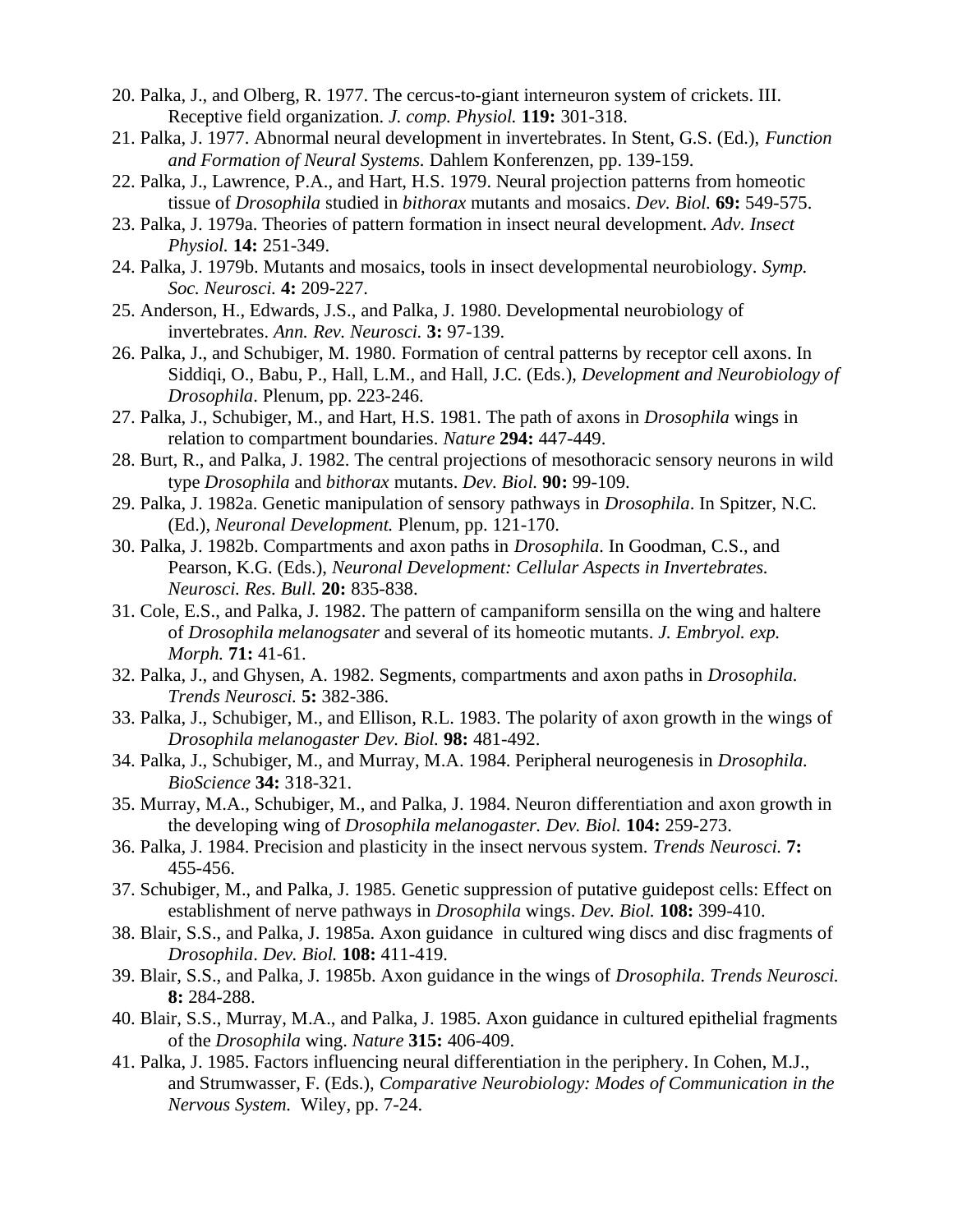20. Palka, J., and Olberg, R. 1977. The cercus-to-giant interneuron system of crickets. III. Receptive field organization. *J. comp. Physiol.* **119:** 301-318.
21. Palka, J. 1977. Abnormal neural development in invertebrates. In Stent, G.S. (Ed.), *Function and Formation of Neural Systems.* Dahlem Konferenzen, pp. 139-159.
22. Palka, J., Lawrence, P.A., and Hart, H.S. 1979. Neural projection patterns from homeotic tissue of *Drosophila* studied in *bithorax* mutants and mosaics. *Dev. Biol.* **69:** 549-575.
23. Palka, J. 1979a. Theories of pattern formation in insect neural development. *Adv. Insect Physiol.* **14:** 251-349.
24. Palka, J. 1979b. Mutants and mosaics, tools in insect developmental neurobiology. *Symp. Soc. Neurosci.* **4:** 209-227.
25. Anderson, H., Edwards, J.S., and Palka, J. 1980. Developmental neurobiology of invertebrates. *Ann. Rev. Neurosci.* **3:** 97-139.
26. Palka, J., and Schubiger, M. 1980. Formation of central patterns by receptor cell axons. In Siddiqi, O., Babu, P., Hall, L.M., and Hall, J.C. (Eds.), *Development and Neurobiology of Drosophila*. Plenum, pp. 223-246.
27. Palka, J., Schubiger, M., and Hart, H.S. 1981. The path of axons in *Drosophila* wings in relation to compartment boundaries. *Nature* **294:** 447-449.
28. Burt, R., and Palka, J. 1982. The central projections of mesothoracic sensory neurons in wild type *Drosophila* and *bithorax* mutants. *Dev. Biol.* **90:** 99-109.
29. Palka, J. 1982a. Genetic manipulation of sensory pathways in *Drosophila*. In Spitzer, N.C. (Ed.), *Neuronal Development.* Plenum, pp. 121-170.
30. Palka, J. 1982b. Compartments and axon paths in *Drosophila*. In Goodman, C.S., and Pearson, K.G. (Eds.), *Neuronal Development: Cellular Aspects in Invertebrates. Neurosci. Res. Bull.* **20:** 835-838.
31. Cole, E.S., and Palka, J. 1982. The pattern of campaniform sensilla on the wing and haltere of *Drosophila melanogsater* and several of its homeotic mutants. *J. Embryol. exp. Morph.* **71:** 41-61.
32. Palka, J., and Ghysen, A. 1982. Segments, compartments and axon paths in *Drosophila. Trends Neurosci.* **5:** 382-386.
33. Palka, J., Schubiger, M., and Ellison, R.L. 1983. The polarity of axon growth in the wings of *Drosophila melanogaster Dev. Biol.* **98:** 481-492.
34. Palka, J., Schubiger, M., and Murray, M.A. 1984. Peripheral neurogenesis in *Drosophila. BioScience* **34:** 318-321.
35. Murray, M.A., Schubiger, M., and Palka, J. 1984. Neuron differentiation and axon growth in the developing wing of *Drosophila melanogaster. Dev. Biol.* **104:** 259-273.
36. Palka, J. 1984. Precision and plasticity in the insect nervous system. *Trends Neurosci.* **7:** 455-456.
37. Schubiger, M., and Palka, J. 1985. Genetic suppression of putative guidepost cells: Effect on establishment of nerve pathways in *Drosophila* wings. *Dev. Biol.* **108:** 399-410.
38. Blair, S.S., and Palka, J. 1985a. Axon guidance in cultured wing discs and disc fragments of *Drosophila*. *Dev. Biol.* **108:** 411-419.
39. Blair, S.S., and Palka, J. 1985b. Axon guidance in the wings of *Drosophila. Trends Neurosci.* **8:** 284-288.
40. Blair, S.S., Murray, M.A., and Palka, J. 1985. Axon guidance in cultured epithelial fragments of the *Drosophila* wing. *Nature* **315:** 406-409.
41. Palka, J. 1985. Factors influencing neural differentiation in the periphery. In Cohen, M.J., and Strumwasser, F. (Eds.), *Comparative Neurobiology: Modes of Communication in the Nervous System.* Wiley, pp. 7-24.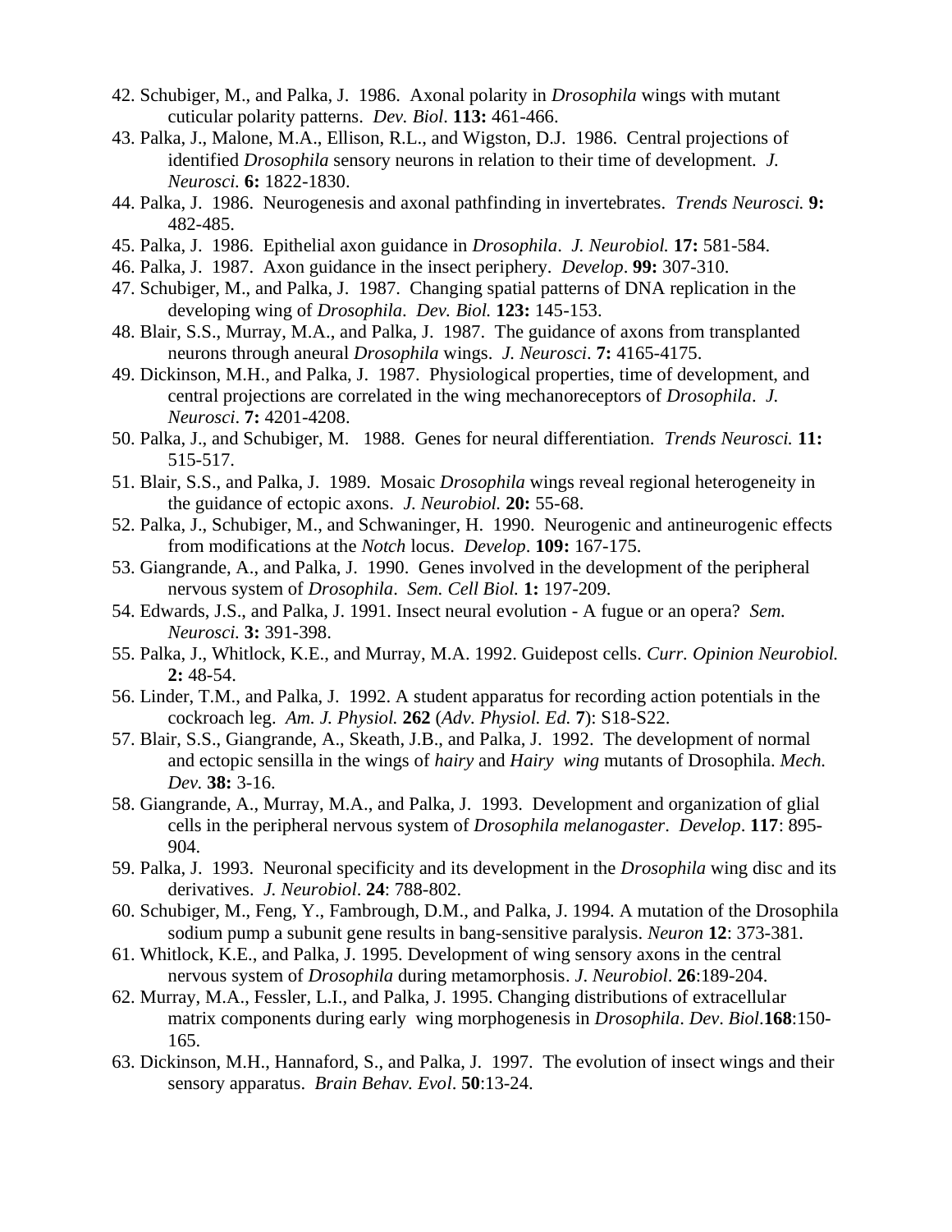42. Schubiger, M., and Palka, J. 1986. Axonal polarity in *Drosophila* wings with mutant cuticular polarity patterns. *Dev. Biol*. **113:** 461-466.
43. Palka, J., Malone, M.A., Ellison, R.L., and Wigston, D.J. 1986. Central projections of identified *Drosophila* sensory neurons in relation to their time of development. *J. Neurosci.* **6:** 1822-1830.
44. Palka, J. 1986. Neurogenesis and axonal pathfinding in invertebrates. *Trends Neurosci.* **9:** 482-485.
45. Palka, J. 1986. Epithelial axon guidance in *Drosophila*. *J. Neurobiol.* **17:** 581-584.
46. Palka, J. 1987. Axon guidance in the insect periphery. *Develop*. **99:** 307-310.
47. Schubiger, M., and Palka, J. 1987. Changing spatial patterns of DNA replication in the developing wing of *Drosophila*. *Dev. Biol.* **123:** 145-153.
48. Blair, S.S., Murray, M.A., and Palka, J. 1987. The guidance of axons from transplanted neurons through aneural *Drosophila* wings. *J. Neurosci*. **7:** 4165-4175.
49. Dickinson, M.H., and Palka, J. 1987. Physiological properties, time of development, and central projections are correlated in the wing mechanoreceptors of *Drosophila*. *J. Neurosci*. **7:** 4201-4208.
50. Palka, J., and Schubiger, M. 1988. Genes for neural differentiation. *Trends Neurosci.* **11:** 515-517.
51. Blair, S.S., and Palka, J. 1989. Mosaic *Drosophila* wings reveal regional heterogeneity in the guidance of ectopic axons. *J. Neurobiol.* **20:** 55-68.
52. Palka, J., Schubiger, M., and Schwaninger, H. 1990. Neurogenic and antineurogenic effects from modifications at the *Notch* locus. *Develop*. **109:** 167-175.
53. Giangrande, A., and Palka, J. 1990. Genes involved in the development of the peripheral nervous system of *Drosophila*. *Sem. Cell Biol.* **1:** 197-209.
54. Edwards, J.S., and Palka, J. 1991. Insect neural evolution - A fugue or an opera? *Sem. Neurosci.* **3:** 391-398.
55. Palka, J., Whitlock, K.E., and Murray, M.A. 1992. Guidepost cells. *Curr. Opinion Neurobiol.* **2:** 48-54.
56. Linder, T.M., and Palka, J. 1992. A student apparatus for recording action potentials in the cockroach leg. *Am. J. Physiol.* **262** (*Adv. Physiol. Ed.* **7**): S18-S22.
57. Blair, S.S., Giangrande, A., Skeath, J.B., and Palka, J. 1992. The development of normal and ectopic sensilla in the wings of *hairy* and *Hairy wing* mutants of Drosophila. *Mech. Dev.* **38:** 3-16.
58. Giangrande, A., Murray, M.A., and Palka, J. 1993. Development and organization of glial cells in the peripheral nervous system of *Drosophila melanogaster*. *Develop*. **117**: 895-904.
59. Palka, J. 1993. Neuronal specificity and its development in the *Drosophila* wing disc and its derivatives. *J. Neurobiol*. **24**: 788-802.
60. Schubiger, M., Feng, Y., Fambrough, D.M., and Palka, J. 1994. A mutation of the Drosophila sodium pump a subunit gene results in bang-sensitive paralysis. *Neuron* **12**: 373-381.
61. Whitlock, K.E., and Palka, J. 1995. Development of wing sensory axons in the central nervous system of *Drosophila* during metamorphosis. *J. Neurobiol*. **26**:189-204.
62. Murray, M.A., Fessler, L.I., and Palka, J. 1995. Changing distributions of extracellular matrix components during early wing morphogenesis in *Drosophila*. *Dev*. *Biol*.**168**:150-165.
63. Dickinson, M.H., Hannaford, S., and Palka, J. 1997. The evolution of insect wings and their sensory apparatus. *Brain Behav. Evol*. **50**:13-24.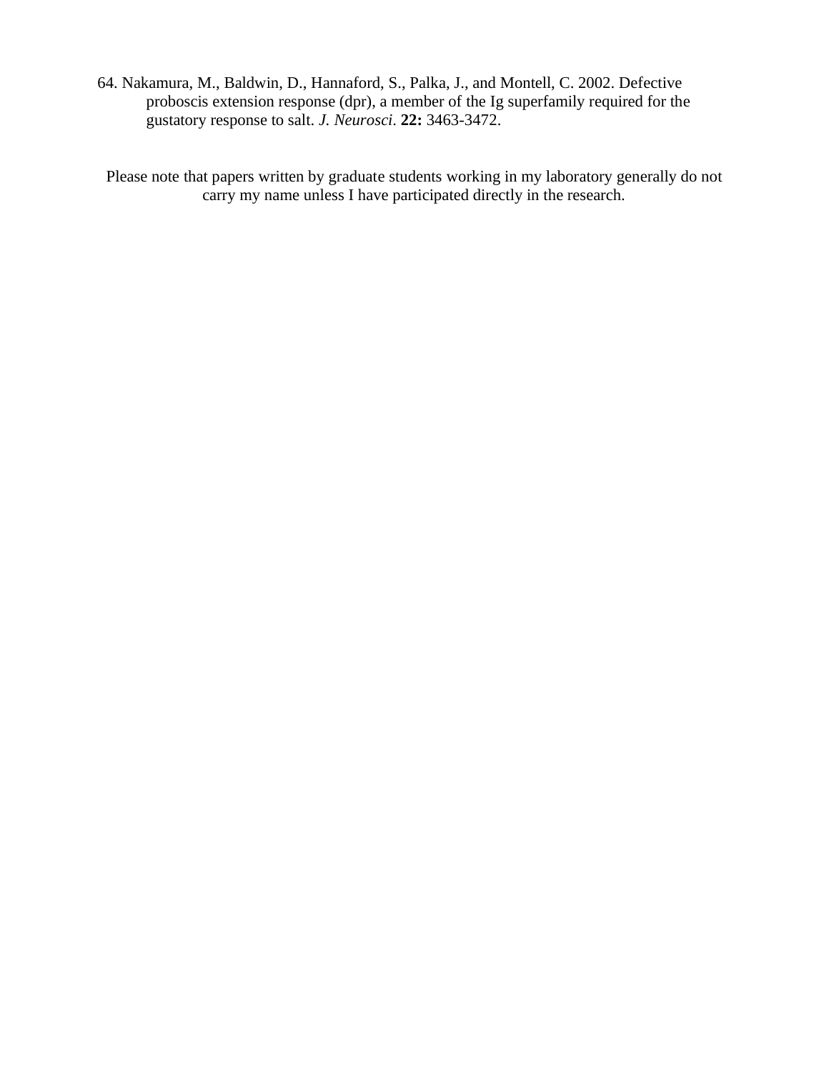64. Nakamura, M., Baldwin, D., Hannaford, S., Palka, J., and Montell, C. 2002. Defective proboscis extension response (dpr), a member of the Ig superfamily required for the gustatory response to salt. *J. Neurosci*. **22:** 3463-3472.

Please note that papers written by graduate students working in my laboratory generally do not carry my name unless I have participated directly in the research.